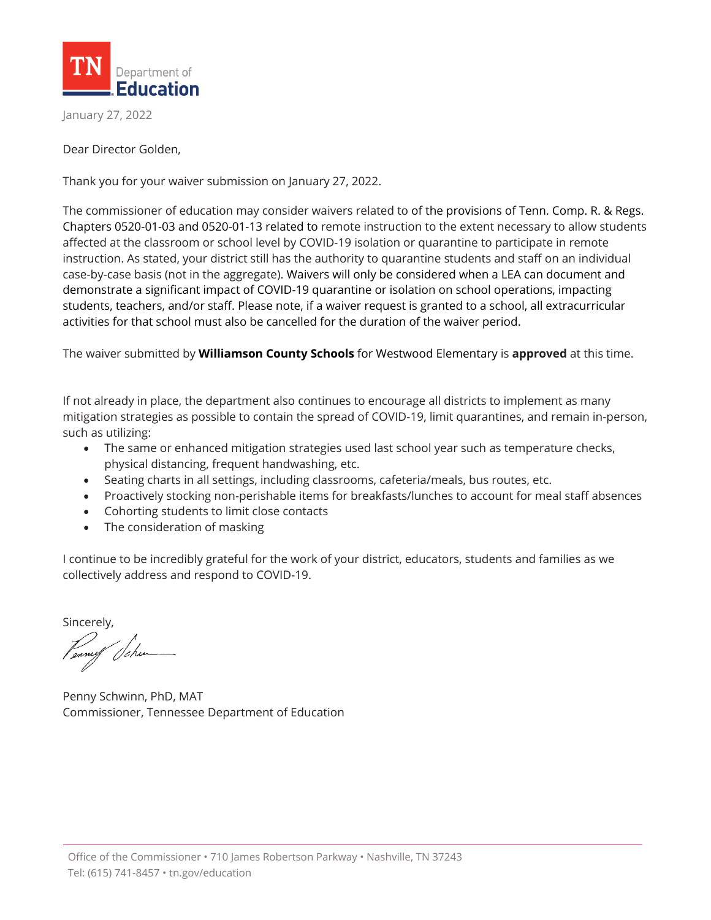TN Department of Education

January 27, 2022

Dear Director Golden,

Thank you for your waiver submission on January 27, 2022.

The commissioner of education may consider waivers related to of the provisions of Tenn. Comp. R. & Regs. Chapters 0520-01-03 and 0520-01-13 related to remote instruction to the extent necessary to allow students affected at the classroom or school level by COVID-19 isolation or quarantine to participate in remote instruction. As stated, your district still has the authority to quarantine students and staff on an individual case-by-case basis (not in the aggregate). Waivers will only be considered when a LEA can document and demonstrate a significant impact of COVID-19 quarantine or isolation on school operations, impacting students, teachers, and/or staff. Please note, if a waiver request is granted to a school, all extracurricular activities for that school must also be cancelled for the duration of the waiver period.

The waiver submitted by **Williamson County Schools** for Westwood Elementary is **approved** at this time.

If not already in place, the department also continues to encourage all districts to implement as many mitigation strategies as possible to contain the spread of COVID-19, limit quarantines, and remain in-person, such as utilizing:

- The same or enhanced mitigation strategies used last school year such as temperature checks, physical distancing, frequent handwashing, etc.
- Seating charts in all settings, including classrooms, cafeteria/meals, bus routes, etc.
- Proactively stocking non-perishable items for breakfasts/lunches to account for meal staff absences
- Cohorting students to limit close contacts
- The consideration of masking

I continue to be incredibly grateful for the work of your district, educators, students and families as we collectively address and respond to COVID-19.

Sincerely,

Penny Schwinn, PhD, MAT
Commissioner, Tennessee Department of Education

Office of the Commissioner • 710 James Robertson Parkway • Nashville, TN 37243
Tel: (615) 741-8457 • tn.gov/education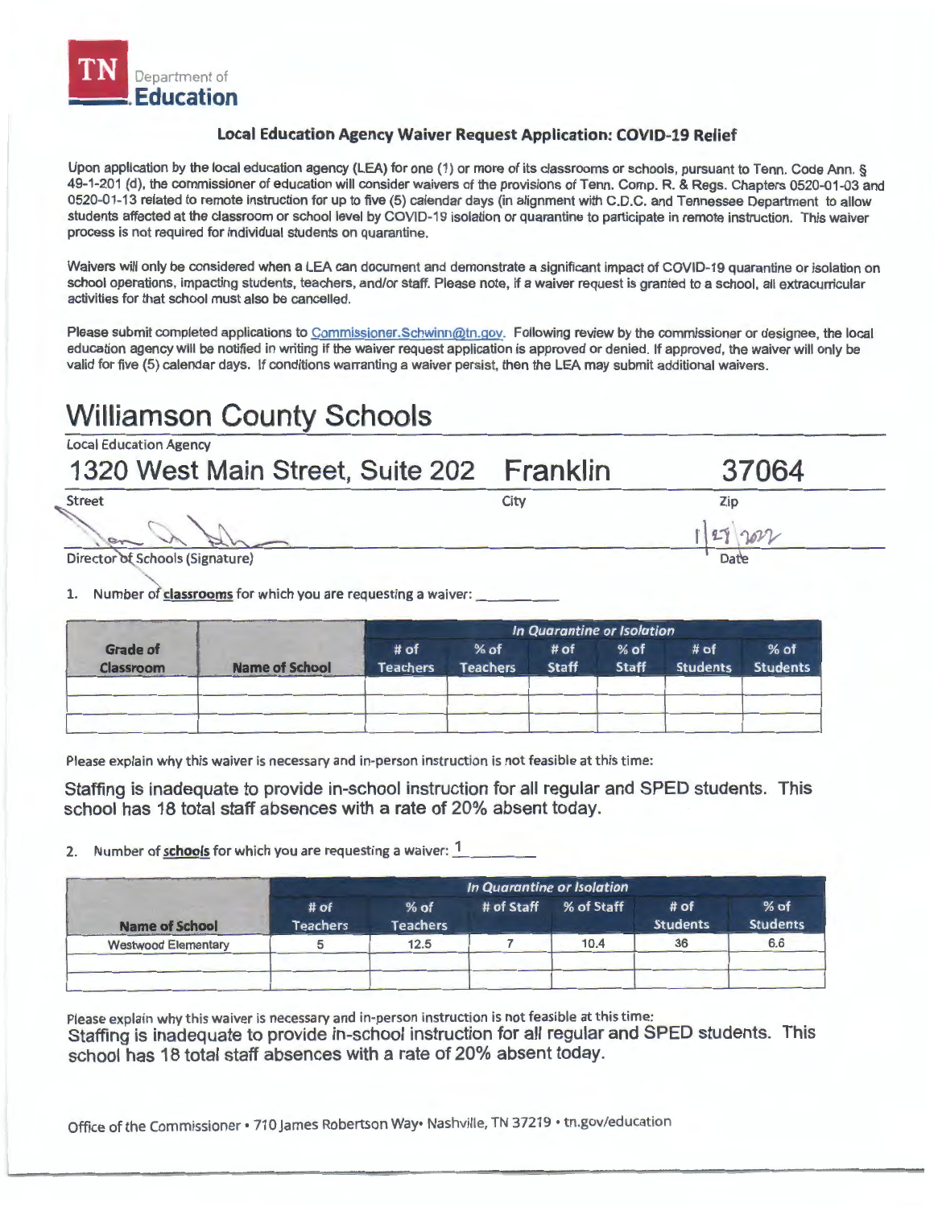TN Department of Education

## Local Education Agency Waiver Request Application: COVID-19 Relief

Upon application by the local education agency (LEA) for one (1) or more of its classrooms or schools, pursuant to Tenn. Code Ann. § 49-1-201 (d), the commissioner of education will consider waivers of the provisions of Tenn. Comp. R. & Regs. Chapters 0520-01-03 and 0520-01-13 related to remote instruction for up to five (5) calendar days (in alignment with C.D.C. and Tennessee Department to allow students affected at the classroom or school level by COVID-19 isolation or quarantine to participate in remote instruction. This waiver process is not required for individual students on quarantine.

Waivers will only be considered when a LEA can document and demonstrate a significant impact of COVID-19 quarantine or isolation on school operations, impacting students, teachers, and/or staff. Please note, if a waiver request is granted to a school, all extracurricular activities for that school must also be cancelled.

Please submit completed applications to Commissioner.Schwinn@tn.gov. Following review by the commissioner or designee, the local education agency will be notified in writing if the waiver request application is approved or denied. If approved, the waiver will only be valid for five (5) calendar days. If conditions warranting a waiver persist, then the LEA may submit additional waivers.

# Williamson County Schools

Local Education Agency

| 1320 West Main Street, Suite 202 | Franklin | 37064 |
|---|---|---|
| Street | City | Zip |

[Signature] 1/27/2022

Director of Schools (Signature) Date

1. Number of **classrooms** for which you are requesting a waiver: ________

| Grade of Classroom | Name of School | In Quarantine or Isolation | | | | | |
|---|---|---|---|---|---|---|---|
| | | # of Teachers | % of Teachers | # of Staff | % of Staff | # of Students | % of Students |
| | | | | | | | |
| | | | | | | | |
| | | | | | | | |

Please explain why this waiver is necessary and in-person instruction is not feasible at this time:

Staffing is inadequate to provide in-school instruction for all regular and SPED students. This school has 18 total staff absences with a rate of 20% absent today.

2. Number of **schools** for which you are requesting a waiver: 1

| Name of School | In Quarantine or Isolation | | | | | |
|---|---|---|---|---|---|---|
| | # of Teachers | % of Teachers | # of Staff | % of Staff | # of Students | % of Students |
| Westwood Elementary | 5 | 12.5 | 7 | 10.4 | 36 | 6.6 |
| | | | | | | |
| | | | | | | |

Please explain why this waiver is necessary and in-person instruction is not feasible at this time:

Staffing is inadequate to provide in-school instruction for all regular and SPED students. This school has 18 total staff absences with a rate of 20% absent today.

Office of the Commissioner • 710 James Robertson Way • Nashville, TN 37219 • tn.gov/education